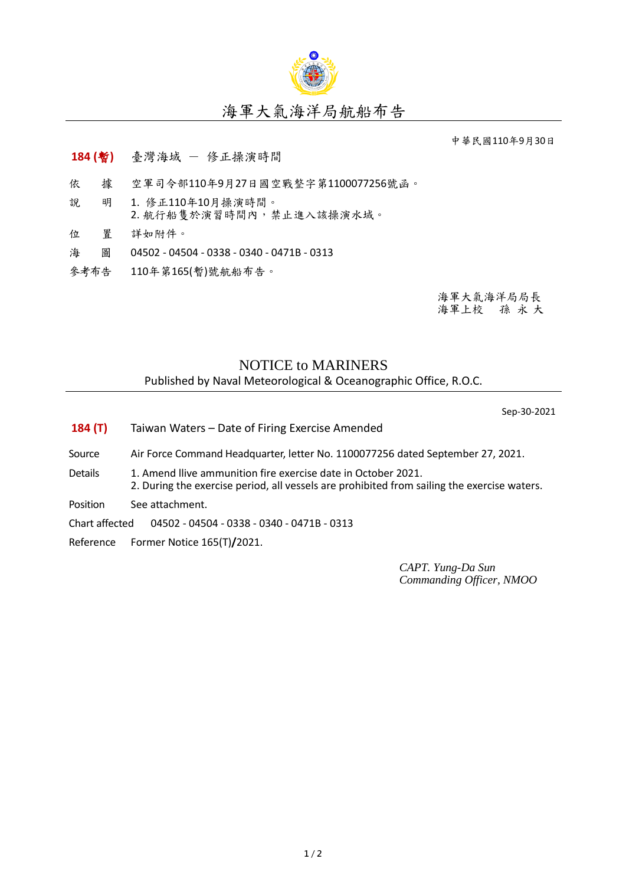# 海軍大氣海洋局航船布告

中華民國110年9月30日

**184 (暫)** 臺灣海域 － 修正操演時間

依　　據　空軍司令部110年9月27日國空戰整字第1100077256號函。

說　　明　1. 修正110年10月操演時間。
2. 航行船隻於演習時間內，禁止進入該操演水域。

位　　置　詳如附件。

海　　圖　04502 - 04504 - 0338 - 0340 - 0471B - 0313

參考布告　110年第165(暫)號航船布告。

海軍大氣海洋局局長
海軍上校　孫 永 大

## NOTICE to MARINERS

Published by Naval Meteorological & Oceanographic Office, R.O.C.

Sep-30-2021

**184 (T)** Taiwan Waters – Date of Firing Exercise Amended

Source　Air Force Command Headquarter, letter No. 1100077256 dated September 27, 2021.

Details　1. Amend llive ammunition fire exercise date in October 2021.
2. During the exercise period, all vessels are prohibited from sailing the exercise waters.

Position　See attachment.

Chart affected　04502 - 04504 - 0338 - 0340 - 0471B - 0313

Reference　Former Notice 165(T)/2021.

*CAPT. Yung-Da Sun*
*Commanding Officer, NMOO*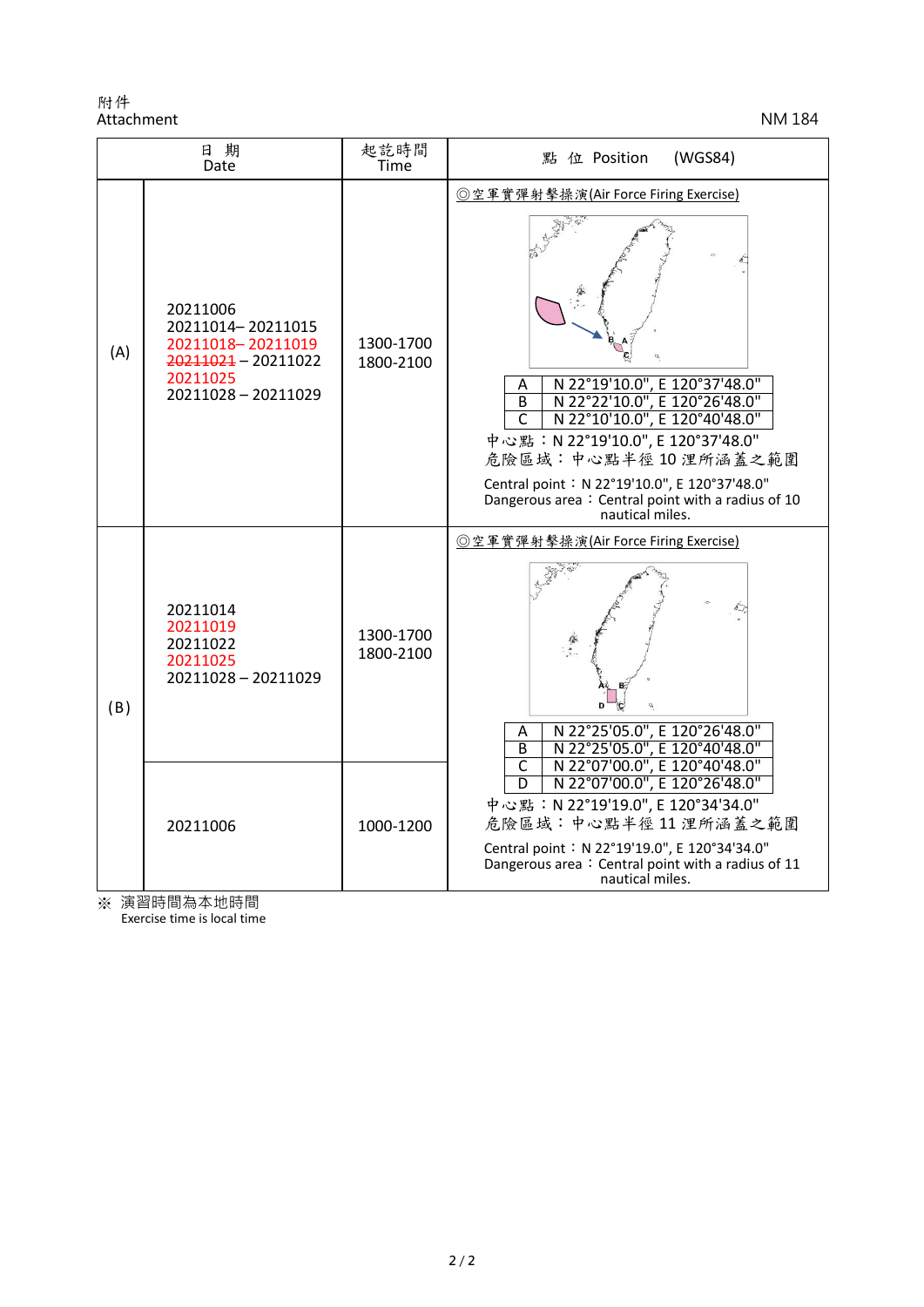附件
Attachment

NM 184

| 日 期 Date | | 起訖時間 Time | 點 位 Position (WGS84) |
|---|---|---|---|
| (A) | 20211006<br>20211014– 20211015<br>20211018– 20211019<br>~~20211021~~ – 20211022<br>20211025<br>20211028 – 20211029 | 1300-1700<br>1800-2100 | ◎空軍實彈射擊操演(Air Force Firing Exercise)<br>A: N 22°19'10.0", E 120°37'48.0"<br>B: N 22°22'10.0", E 120°26'48.0"<br>C: N 22°10'10.0", E 120°40'48.0"<br>中心點：N 22°19'10.0", E 120°37'48.0"<br>危險區域：中心點半徑 10 浬所涵蓋之範圍<br>Central point：N 22°19'10.0", E 120°37'48.0"<br>Dangerous area：Central point with a radius of 10 nautical miles. |
| (B) | 20211014<br>20211019<br>20211022<br>20211025<br>20211028 – 20211029 | 1300-1700<br>1800-2100 | ◎空軍實彈射擊操演(Air Force Firing Exercise)<br>A: N 22°25'05.0", E 120°26'48.0"<br>B: N 22°25'05.0", E 120°40'48.0"<br>C: N 22°07'00.0", E 120°40'48.0"<br>D: N 22°07'00.0", E 120°26'48.0"<br>中心點：N 22°19'19.0", E 120°34'34.0"<br>危險區域：中心點半徑 11 浬所涵蓋之範圍<br>Central point：N 22°19'19.0", E 120°34'34.0"<br>Dangerous area：Central point with a radius of 11 nautical miles. |
| | 20211006 | 1000-1200 | |

※ 演習時間為本地時間
Exercise time is local time